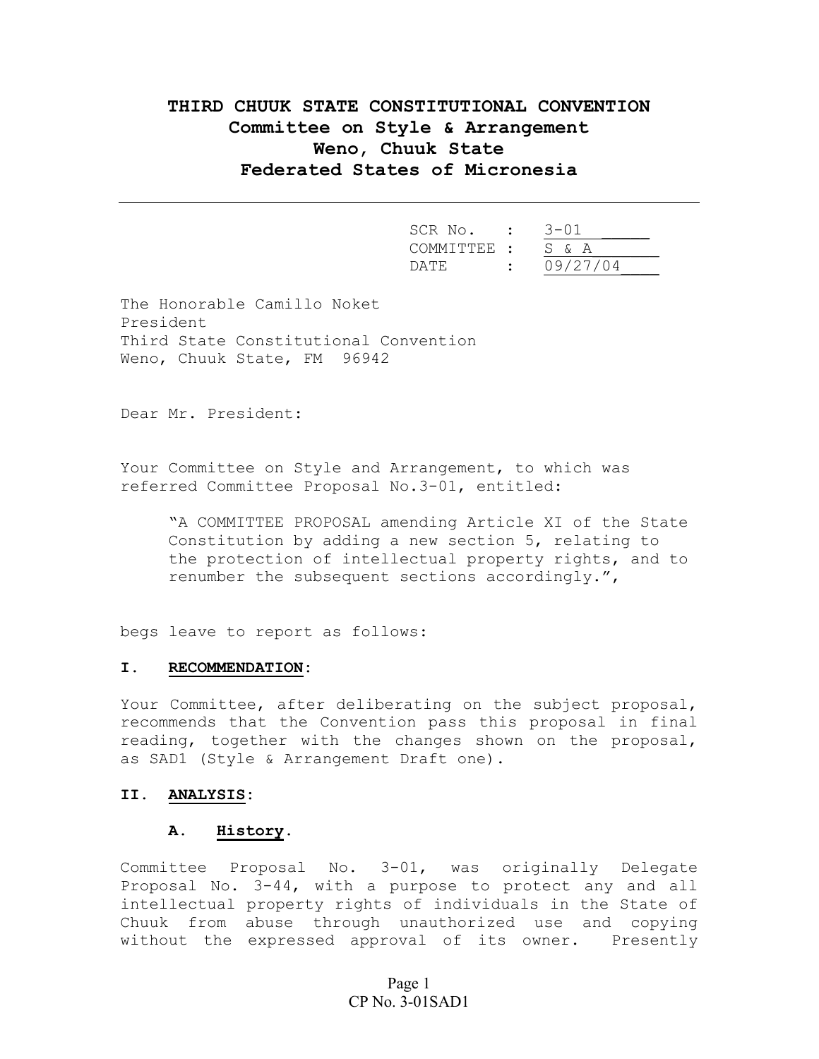# THIRD CHUUK STATE CONSTITUTIONAL CONVENTION
## Committee on Style & Arrangement
## Weno, Chuuk State
## Federated States of Micronesia

---

SCR No. : 3-01
COMMITTEE : S & A
DATE : 09/27/04

The Honorable Camillo Noket
President
Third State Constitutional Convention
Weno, Chuuk State, FM 96942

Dear Mr. President:

Your Committee on Style and Arrangement, to which was referred Committee Proposal No.3-01, entitled:

> "A COMMITTEE PROPOSAL amending Article XI of the State Constitution by adding a new section 5, relating to the protection of intellectual property rights, and to renumber the subsequent sections accordingly.",

begs leave to report as follows:

### I. RECOMMENDATION:

Your Committee, after deliberating on the subject proposal, recommends that the Convention pass this proposal in final reading, together with the changes shown on the proposal, as SAD1 (Style & Arrangement Draft one).

### II. ANALYSIS:

#### A. History.

Committee Proposal No. 3-01, was originally Delegate Proposal No. 3-44, with a purpose to protect any and all intellectual property rights of individuals in the State of Chuuk from abuse through unauthorized use and copying without the expressed approval of its owner. Presently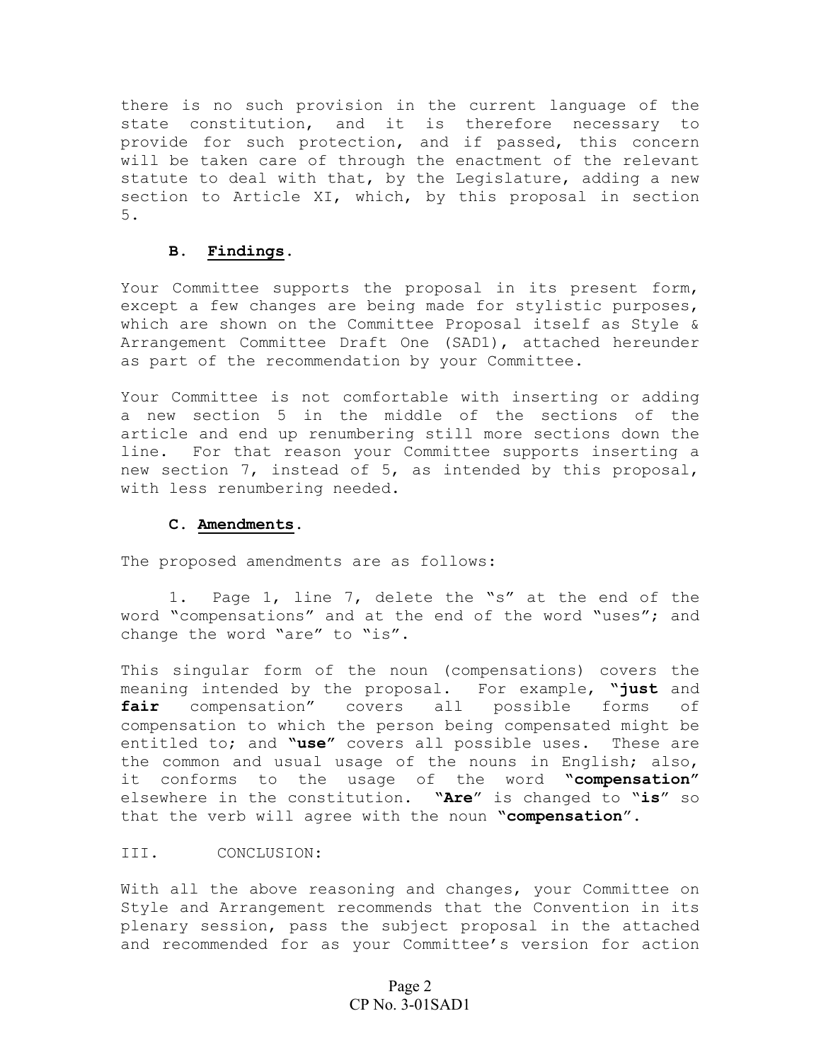there is no such provision in the current language of the state constitution, and it is therefore necessary to provide for such protection, and if passed, this concern will be taken care of through the enactment of the relevant statute to deal with that, by the Legislature, adding a new section to Article XI, which, by this proposal in section 5.

### B. <u>Findings</u>.

Your Committee supports the proposal in its present form, except a few changes are being made for stylistic purposes, which are shown on the Committee Proposal itself as Style & Arrangement Committee Draft One (SAD1), attached hereunder as part of the recommendation by your Committee.

Your Committee is not comfortable with inserting or adding a new section 5 in the middle of the sections of the article and end up renumbering still more sections down the line. For that reason your Committee supports inserting a new section 7, instead of 5, as intended by this proposal, with less renumbering needed.

### C. <u>Amendments</u>.

The proposed amendments are as follows:

1. Page 1, line 7, delete the "s" at the end of the word "compensations" and at the end of the word "uses"; and change the word "are" to "is".

This singular form of the noun (compensations) covers the meaning intended by the proposal. For example, **"just** and **fair** compensation" covers all possible forms of compensation to which the person being compensated might be entitled to; and **"use"** covers all possible uses. These are the common and usual usage of the nouns in English; also, it conforms to the usage of the word **"compensation"** elsewhere in the constitution. "**Are**" is changed to "**is**" so that the verb will agree with the noun **"compensation"**.

## III. CONCLUSION:

With all the above reasoning and changes, your Committee on Style and Arrangement recommends that the Convention in its plenary session, pass the subject proposal in the attached and recommended for as your Committee's version for action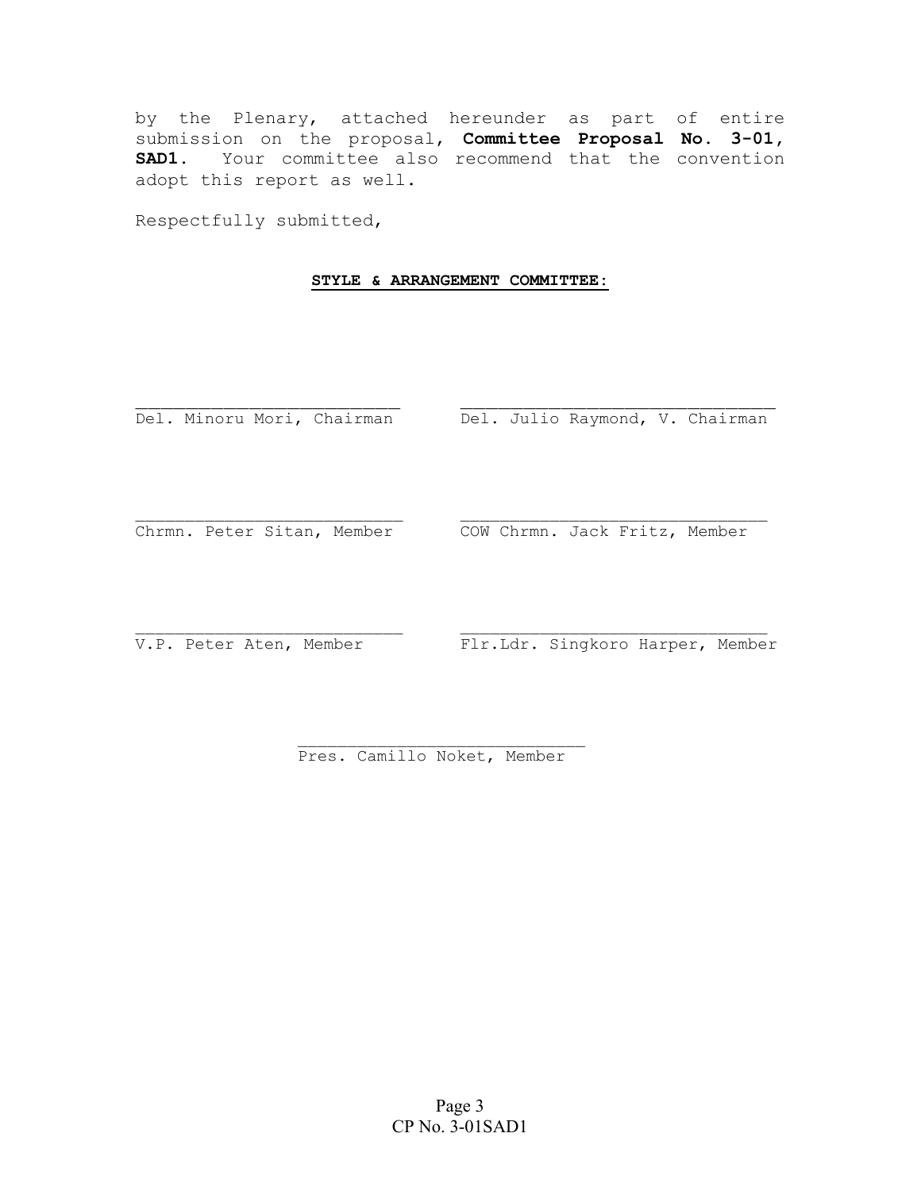by the Plenary, attached hereunder as part of entire submission on the proposal, **Committee Proposal No. 3-01, SAD1.** Your committee also recommend that the convention adopt this report as well.

Respectfully submitted,

**STYLE & ARRANGEMENT COMMITTEE:**

| | |
|---|---|
| ______________________ | ______________________ |
| Del. Minoru Mori, Chairman | Del. Julio Raymond, V. Chairman |
| ______________________ | ______________________ |
| Chrmn. Peter Sitan, Member | COW Chrmn. Jack Fritz, Member |
| ______________________ | ______________________ |
| V.P. Peter Aten, Member | Flr.Ldr. Singkoro Harper, Member |

______________________
Pres. Camillo Noket, Member

CP No. 3-01SAD1